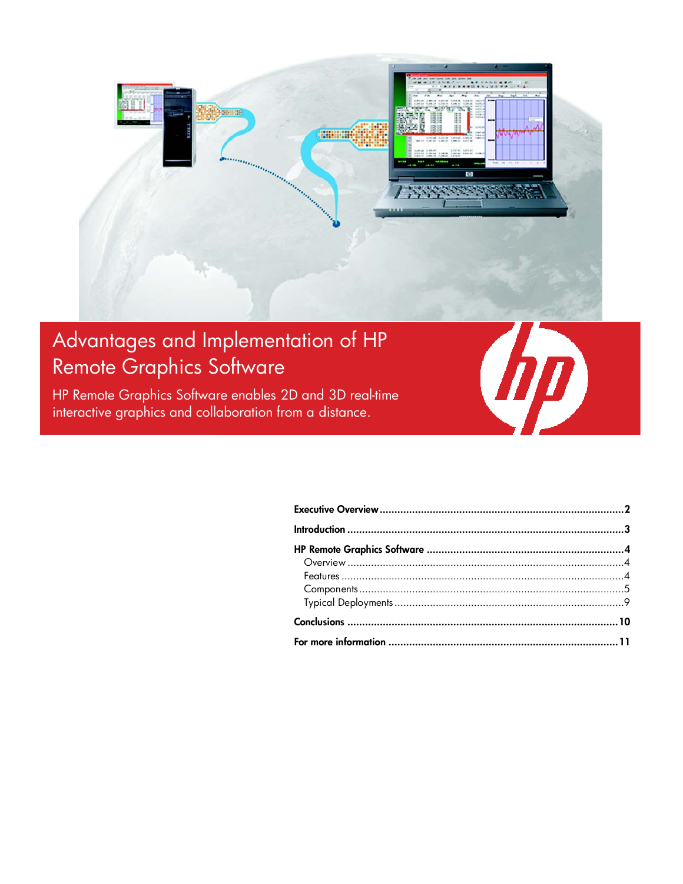# Advantages and Implementation of HP Remote Graphics Software

HP Remote Graphics Software enables 2D and 3D real-time interactive graphics and collaboration from a distance.

**Executive Overview** .......... 2

**Introduction** .......... 3

**HP Remote Graphics Software** .......... 4
- Overview .......... 4
- Features .......... 4
- Components .......... 5
- Typical Deployments .......... 9

**Conclusions** .......... 10

**For more information** .......... 11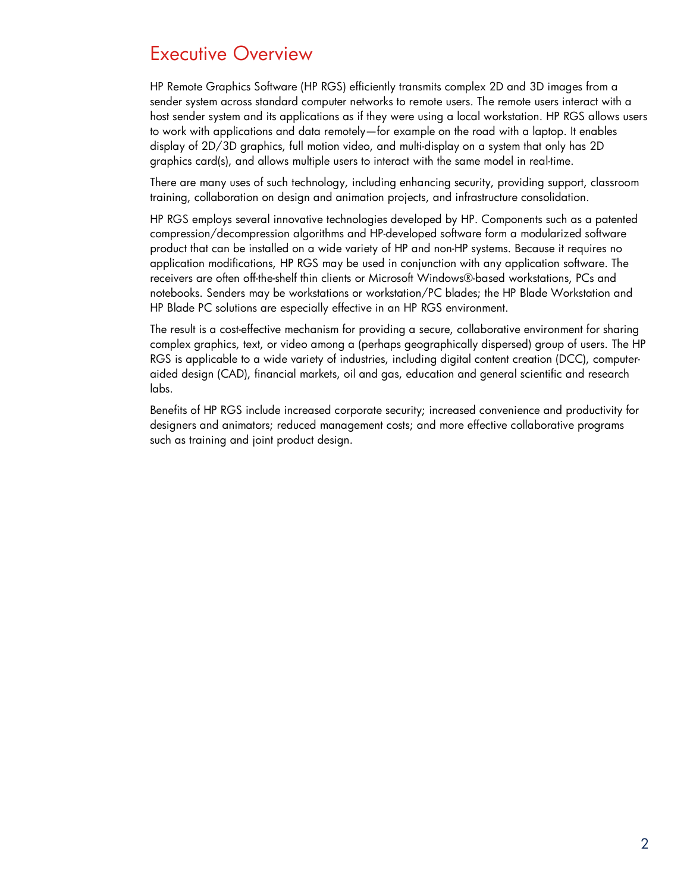# Executive Overview

HP Remote Graphics Software (HP RGS) efficiently transmits complex 2D and 3D images from a sender system across standard computer networks to remote users. The remote users interact with a host sender system and its applications as if they were using a local workstation. HP RGS allows users to work with applications and data remotely—for example on the road with a laptop. It enables display of 2D/3D graphics, full motion video, and multi-display on a system that only has 2D graphics card(s), and allows multiple users to interact with the same model in real-time.

There are many uses of such technology, including enhancing security, providing support, classroom training, collaboration on design and animation projects, and infrastructure consolidation.

HP RGS employs several innovative technologies developed by HP. Components such as a patented compression/decompression algorithms and HP-developed software form a modularized software product that can be installed on a wide variety of HP and non-HP systems. Because it requires no application modifications, HP RGS may be used in conjunction with any application software. The receivers are often off-the-shelf thin clients or Microsoft Windows®-based workstations, PCs and notebooks. Senders may be workstations or workstation/PC blades; the HP Blade Workstation and HP Blade PC solutions are especially effective in an HP RGS environment.

The result is a cost-effective mechanism for providing a secure, collaborative environment for sharing complex graphics, text, or video among a (perhaps geographically dispersed) group of users. The HP RGS is applicable to a wide variety of industries, including digital content creation (DCC), computer-aided design (CAD), financial markets, oil and gas, education and general scientific and research labs.

Benefits of HP RGS include increased corporate security; increased convenience and productivity for designers and animators; reduced management costs; and more effective collaborative programs such as training and joint product design.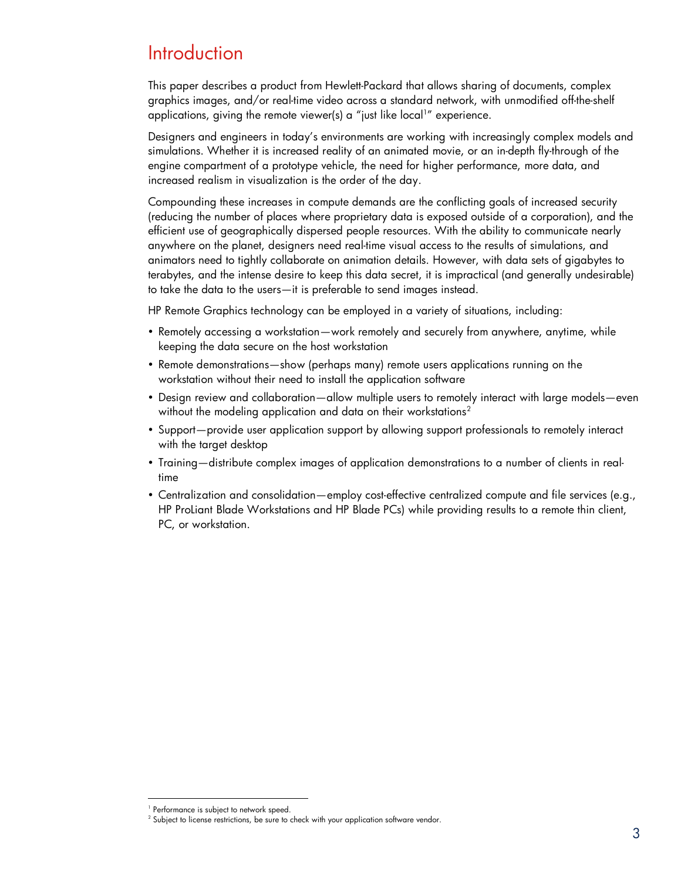# Introduction

This paper describes a product from Hewlett-Packard that allows sharing of documents, complex graphics images, and/or real-time video across a standard network, with unmodified off-the-shelf applications, giving the remote viewer(s) a "just like local[1]" experience.

Designers and engineers in today's environments are working with increasingly complex models and simulations. Whether it is increased reality of an animated movie, or an in-depth fly-through of the engine compartment of a prototype vehicle, the need for higher performance, more data, and increased realism in visualization is the order of the day.

Compounding these increases in compute demands are the conflicting goals of increased security (reducing the number of places where proprietary data is exposed outside of a corporation), and the efficient use of geographically dispersed people resources. With the ability to communicate nearly anywhere on the planet, designers need real-time visual access to the results of simulations, and animators need to tightly collaborate on animation details. However, with data sets of gigabytes to terabytes, and the intense desire to keep this data secret, it is impractical (and generally undesirable) to take the data to the users—it is preferable to send images instead.

HP Remote Graphics technology can be employed in a variety of situations, including:

- Remotely accessing a workstation—work remotely and securely from anywhere, anytime, while keeping the data secure on the host workstation
- Remote demonstrations—show (perhaps many) remote users applications running on the workstation without their need to install the application software
- Design review and collaboration—allow multiple users to remotely interact with large models—even without the modeling application and data on their workstations[2]
- Support—provide user application support by allowing support professionals to remotely interact with the target desktop
- Training—distribute complex images of application demonstrations to a number of clients in real-time
- Centralization and consolidation—employ cost-effective centralized compute and file services (e.g., HP ProLiant Blade Workstations and HP Blade PCs) while providing results to a remote thin client, PC, or workstation.

---

[1] Performance is subject to network speed.

[2] Subject to license restrictions, be sure to check with your application software vendor.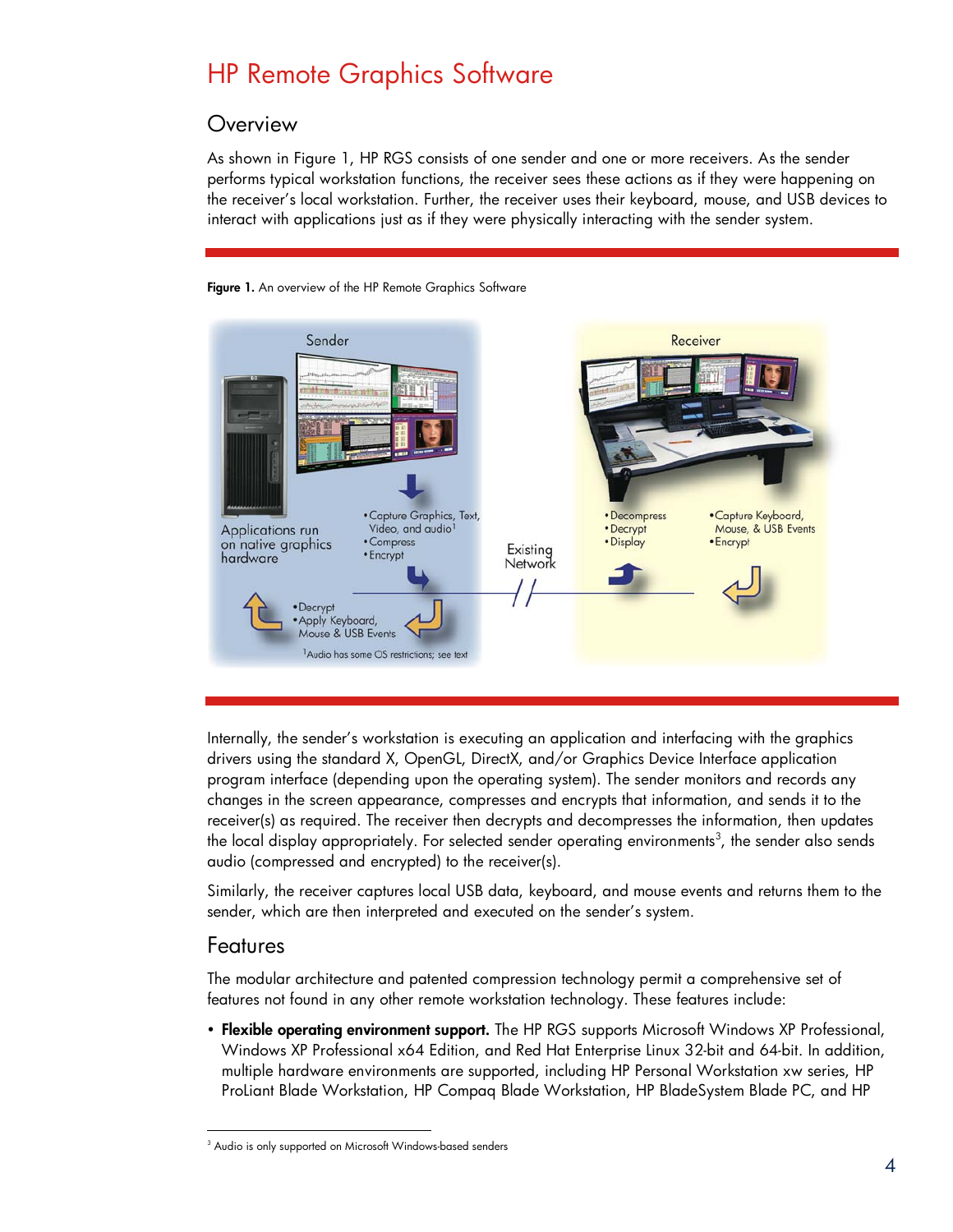# HP Remote Graphics Software

## Overview

As shown in Figure 1, HP RGS consists of one sender and one or more receivers. As the sender performs typical workstation functions, the receiver sees these actions as if they were happening on the receiver's local workstation. Further, the receiver uses their keyboard, mouse, and USB devices to interact with applications just as if they were physically interacting with the sender system.

**Figure 1.** An overview of the HP Remote Graphics Software

Internally, the sender's workstation is executing an application and interfacing with the graphics drivers using the standard X, OpenGL, DirectX, and/or Graphics Device Interface application program interface (depending upon the operating system). The sender monitors and records any changes in the screen appearance, compresses and encrypts that information, and sends it to the receiver(s) as required. The receiver then decrypts and decompresses the information, then updates the local display appropriately. For selected sender operating environments[3], the sender also sends audio (compressed and encrypted) to the receiver(s).

Similarly, the receiver captures local USB data, keyboard, and mouse events and returns them to the sender, which are then interpreted and executed on the sender's system.

## Features

The modular architecture and patented compression technology permit a comprehensive set of features not found in any other remote workstation technology. These features include:

- **Flexible operating environment support.** The HP RGS supports Microsoft Windows XP Professional, Windows XP Professional x64 Edition, and Red Hat Enterprise Linux 32-bit and 64-bit. In addition, multiple hardware environments are supported, including HP Personal Workstation xw series, HP ProLiant Blade Workstation, HP Compaq Blade Workstation, HP BladeSystem Blade PC, and HP

[3] Audio is only supported on Microsoft Windows-based senders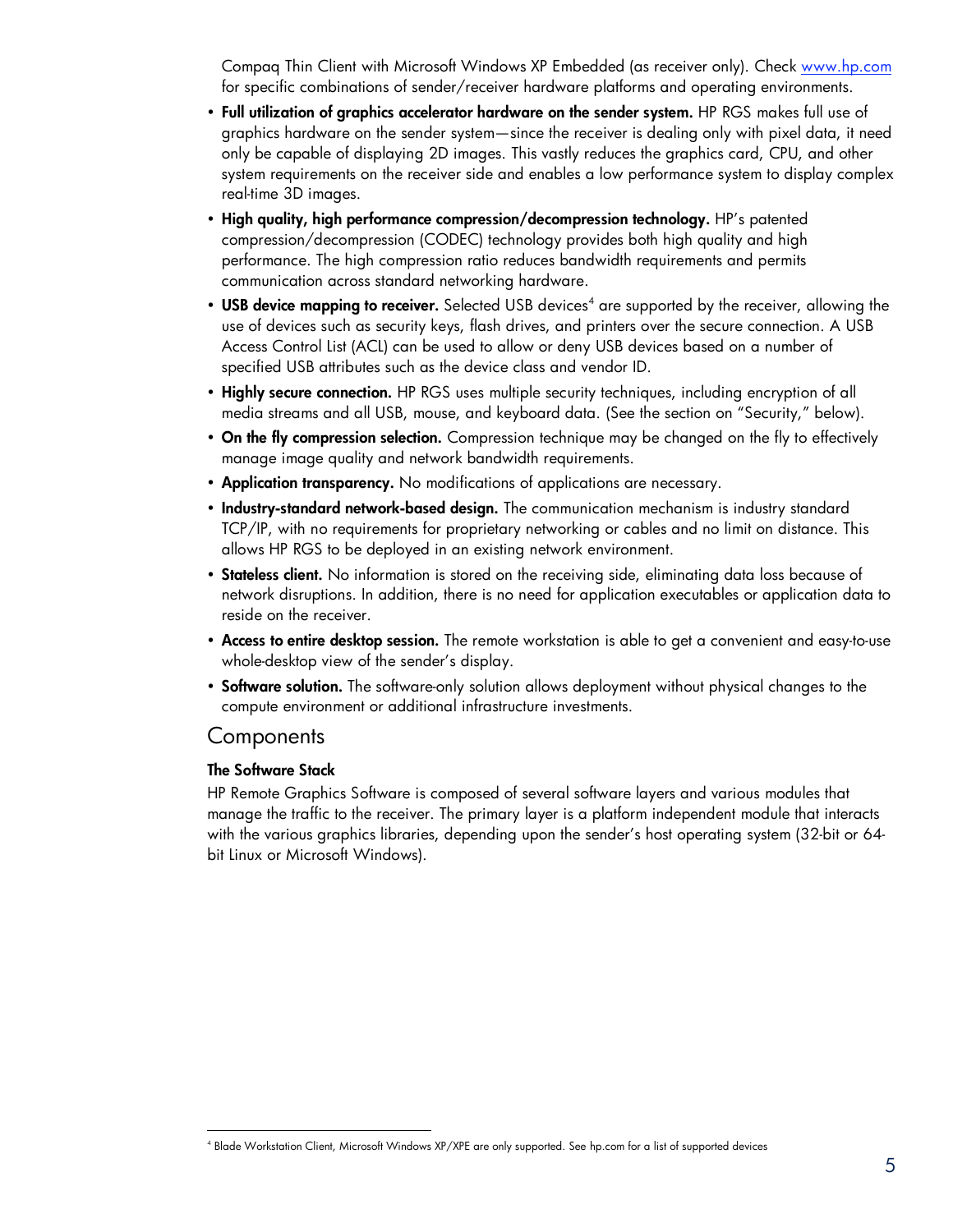Compaq Thin Client with Microsoft Windows XP Embedded (as receiver only). Check [www.hp.com](http://www.hp.com) for specific combinations of sender/receiver hardware platforms and operating environments.

- **Full utilization of graphics accelerator hardware on the sender system.** HP RGS makes full use of graphics hardware on the sender system—since the receiver is dealing only with pixel data, it need only be capable of displaying 2D images. This vastly reduces the graphics card, CPU, and other system requirements on the receiver side and enables a low performance system to display complex real-time 3D images.
- **High quality, high performance compression/decompression technology.** HP's patented compression/decompression (CODEC) technology provides both high quality and high performance. The high compression ratio reduces bandwidth requirements and permits communication across standard networking hardware.
- **USB device mapping to receiver.** Selected USB devices[4] are supported by the receiver, allowing the use of devices such as security keys, flash drives, and printers over the secure connection. A USB Access Control List (ACL) can be used to allow or deny USB devices based on a number of specified USB attributes such as the device class and vendor ID.
- **Highly secure connection.** HP RGS uses multiple security techniques, including encryption of all media streams and all USB, mouse, and keyboard data. (See the section on "Security," below).
- **On the fly compression selection.** Compression technique may be changed on the fly to effectively manage image quality and network bandwidth requirements.
- **Application transparency.** No modifications of applications are necessary.
- **Industry-standard network-based design.** The communication mechanism is industry standard TCP/IP, with no requirements for proprietary networking or cables and no limit on distance. This allows HP RGS to be deployed in an existing network environment.
- **Stateless client.** No information is stored on the receiving side, eliminating data loss because of network disruptions. In addition, there is no need for application executables or application data to reside on the receiver.
- **Access to entire desktop session.** The remote workstation is able to get a convenient and easy-to-use whole-desktop view of the sender's display.
- **Software solution.** The software-only solution allows deployment without physical changes to the compute environment or additional infrastructure investments.

## Components

### The Software Stack

HP Remote Graphics Software is composed of several software layers and various modules that manage the traffic to the receiver. The primary layer is a platform independent module that interacts with the various graphics libraries, depending upon the sender's host operating system (32-bit or 64-bit Linux or Microsoft Windows).

---

[4] Blade Workstation Client, Microsoft Windows XP/XPE are only supported. See hp.com for a list of supported devices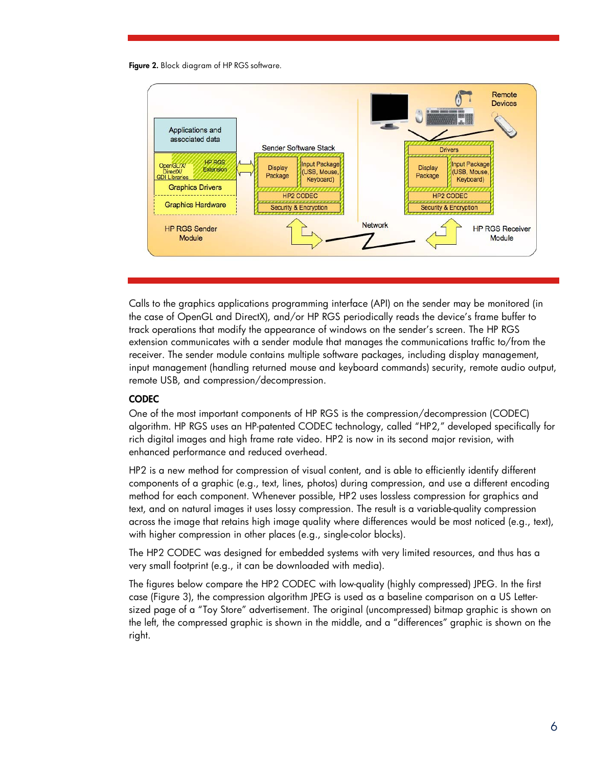**Figure 2.** Block diagram of HP RGS software.

Calls to the graphics applications programming interface (API) on the sender may be monitored (in the case of OpenGL and DirectX), and/or HP RGS periodically reads the device's frame buffer to track operations that modify the appearance of windows on the sender's screen. The HP RGS extension communicates with a sender module that manages the communications traffic to/from the receiver. The sender module contains multiple software packages, including display management, input management (handling returned mouse and keyboard commands) security, remote audio output, remote USB, and compression/decompression.

### CODEC

One of the most important components of HP RGS is the compression/decompression (CODEC) algorithm. HP RGS uses an HP-patented CODEC technology, called "HP2," developed specifically for rich digital images and high frame rate video. HP2 is now in its second major revision, with enhanced performance and reduced overhead.

HP2 is a new method for compression of visual content, and is able to efficiently identify different components of a graphic (e.g., text, lines, photos) during compression, and use a different encoding method for each component. Whenever possible, HP2 uses lossless compression for graphics and text, and on natural images it uses lossy compression. The result is a variable-quality compression across the image that retains high image quality where differences would be most noticed (e.g., text), with higher compression in other places (e.g., single-color blocks).

The HP2 CODEC was designed for embedded systems with very limited resources, and thus has a very small footprint (e.g., it can be downloaded with media).

The figures below compare the HP2 CODEC with low-quality (highly compressed) JPEG. In the first case (Figure 3), the compression algorithm JPEG is used as a baseline comparison on a US Letter-sized page of a "Toy Store" advertisement. The original (uncompressed) bitmap graphic is shown on the left, the compressed graphic is shown in the middle, and a "differences" graphic is shown on the right.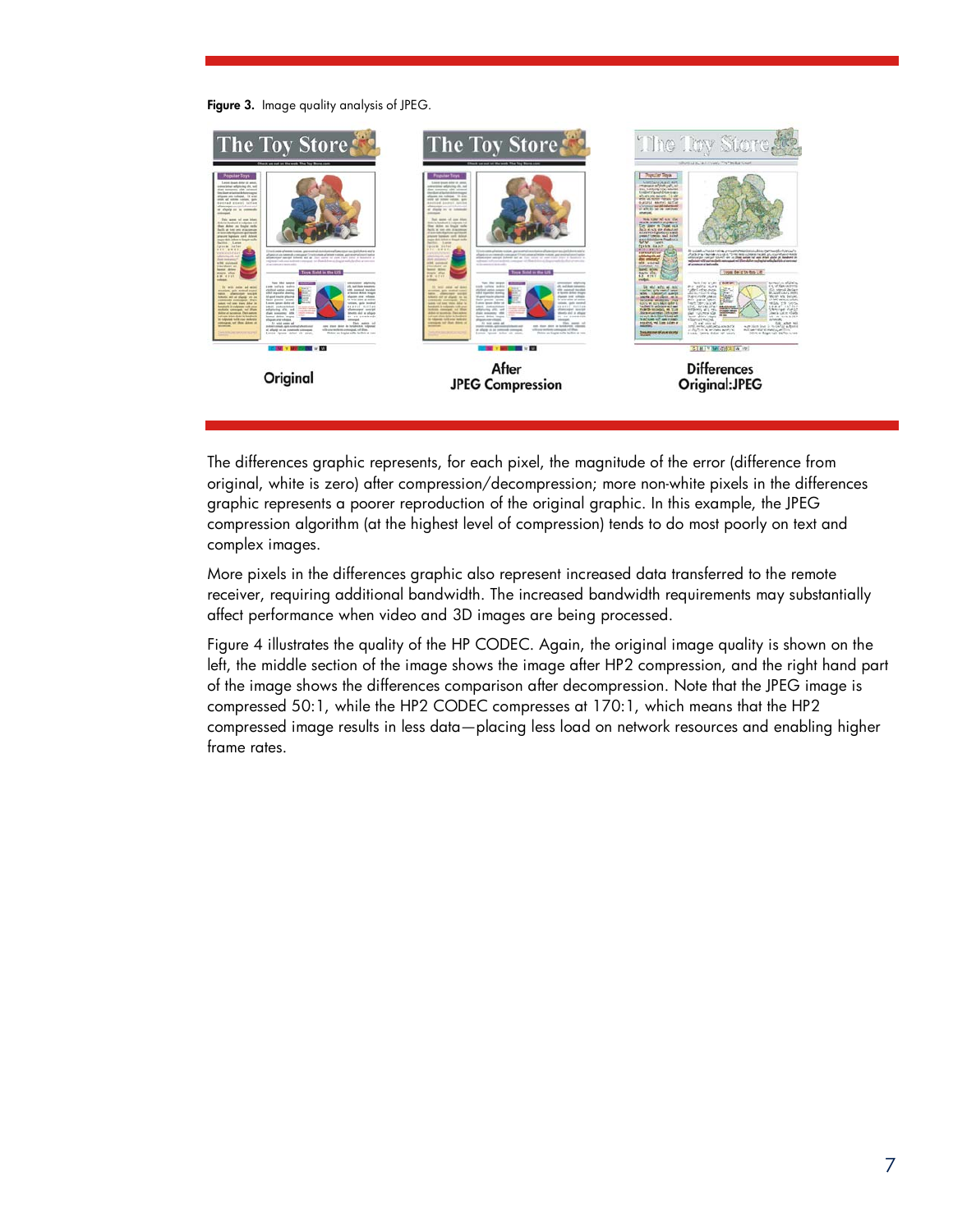**Figure 3.** Image quality analysis of JPEG.

Original

After JPEG Compression

Differences Original:JPEG

The differences graphic represents, for each pixel, the magnitude of the error (difference from original, white is zero) after compression/decompression; more non-white pixels in the differences graphic represents a poorer reproduction of the original graphic. In this example, the JPEG compression algorithm (at the highest level of compression) tends to do most poorly on text and complex images.

More pixels in the differences graphic also represent increased data transferred to the remote receiver, requiring additional bandwidth. The increased bandwidth requirements may substantially affect performance when video and 3D images are being processed.

Figure 4 illustrates the quality of the HP CODEC. Again, the original image quality is shown on the left, the middle section of the image shows the image after HP2 compression, and the right hand part of the image shows the differences comparison after decompression. Note that the JPEG image is compressed 50:1, while the HP2 CODEC compresses at 170:1, which means that the HP2 compressed image results in less data—placing less load on network resources and enabling higher frame rates.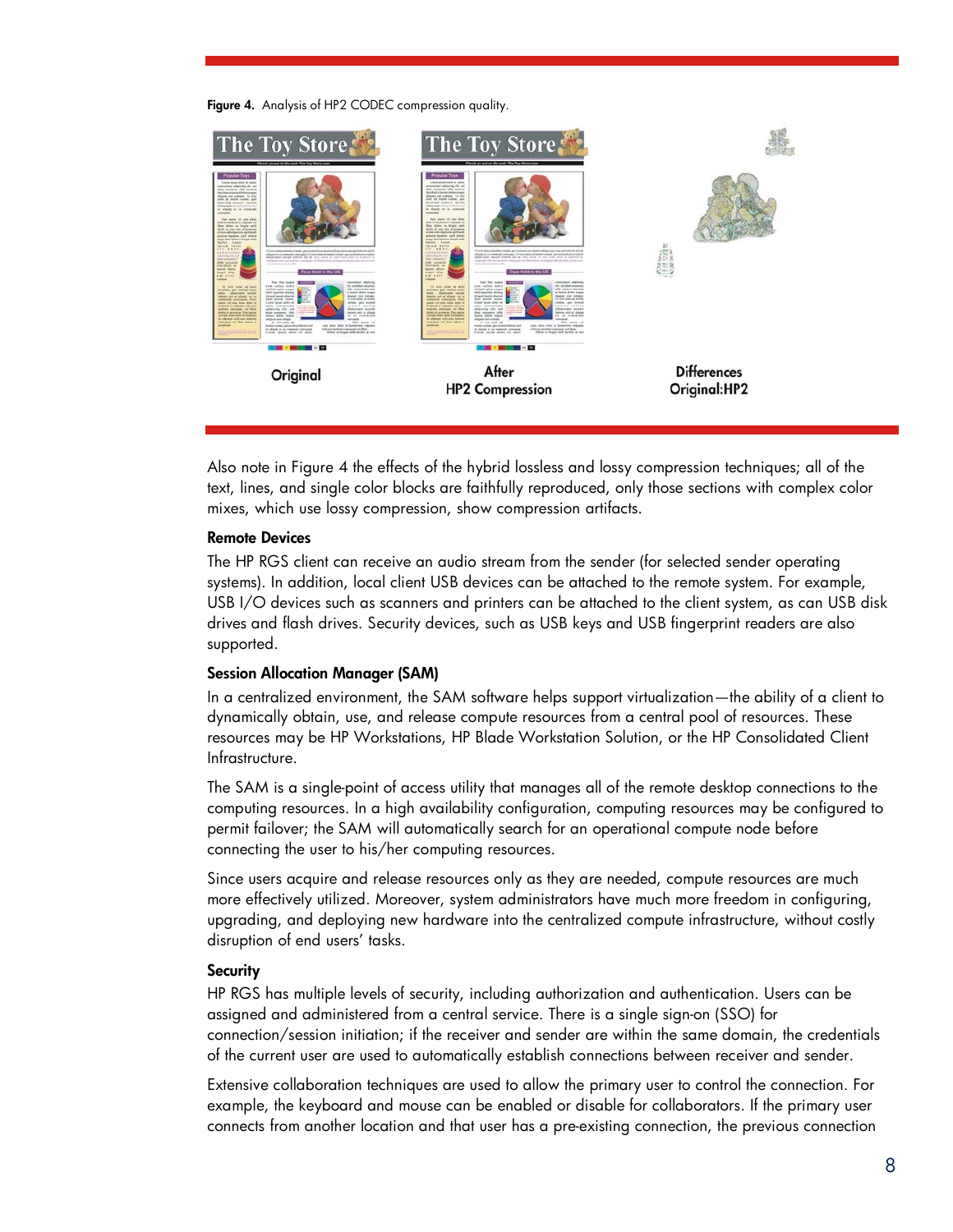**Figure 4.** Analysis of HP2 CODEC compression quality.

Original

After HP2 Compression

Differences Original:HP2

Also note in Figure 4 the effects of the hybrid lossless and lossy compression techniques; all of the text, lines, and single color blocks are faithfully reproduced, only those sections with complex color mixes, which use lossy compression, show compression artifacts.

### Remote Devices

The HP RGS client can receive an audio stream from the sender (for selected sender operating systems). In addition, local client USB devices can be attached to the remote system. For example, USB I/O devices such as scanners and printers can be attached to the client system, as can USB disk drives and flash drives. Security devices, such as USB keys and USB fingerprint readers are also supported.

### Session Allocation Manager (SAM)

In a centralized environment, the SAM software helps support virtualization—the ability of a client to dynamically obtain, use, and release compute resources from a central pool of resources. These resources may be HP Workstations, HP Blade Workstation Solution, or the HP Consolidated Client Infrastructure.

The SAM is a single-point of access utility that manages all of the remote desktop connections to the computing resources. In a high availability configuration, computing resources may be configured to permit failover; the SAM will automatically search for an operational compute node before connecting the user to his/her computing resources.

Since users acquire and release resources only as they are needed, compute resources are much more effectively utilized. Moreover, system administrators have much more freedom in configuring, upgrading, and deploying new hardware into the centralized compute infrastructure, without costly disruption of end users' tasks.

### Security

HP RGS has multiple levels of security, including authorization and authentication. Users can be assigned and administered from a central service. There is a single sign-on (SSO) for connection/session initiation; if the receiver and sender are within the same domain, the credentials of the current user are used to automatically establish connections between receiver and sender.

Extensive collaboration techniques are used to allow the primary user to control the connection. For example, the keyboard and mouse can be enabled or disable for collaborators. If the primary user connects from another location and that user has a pre-existing connection, the previous connection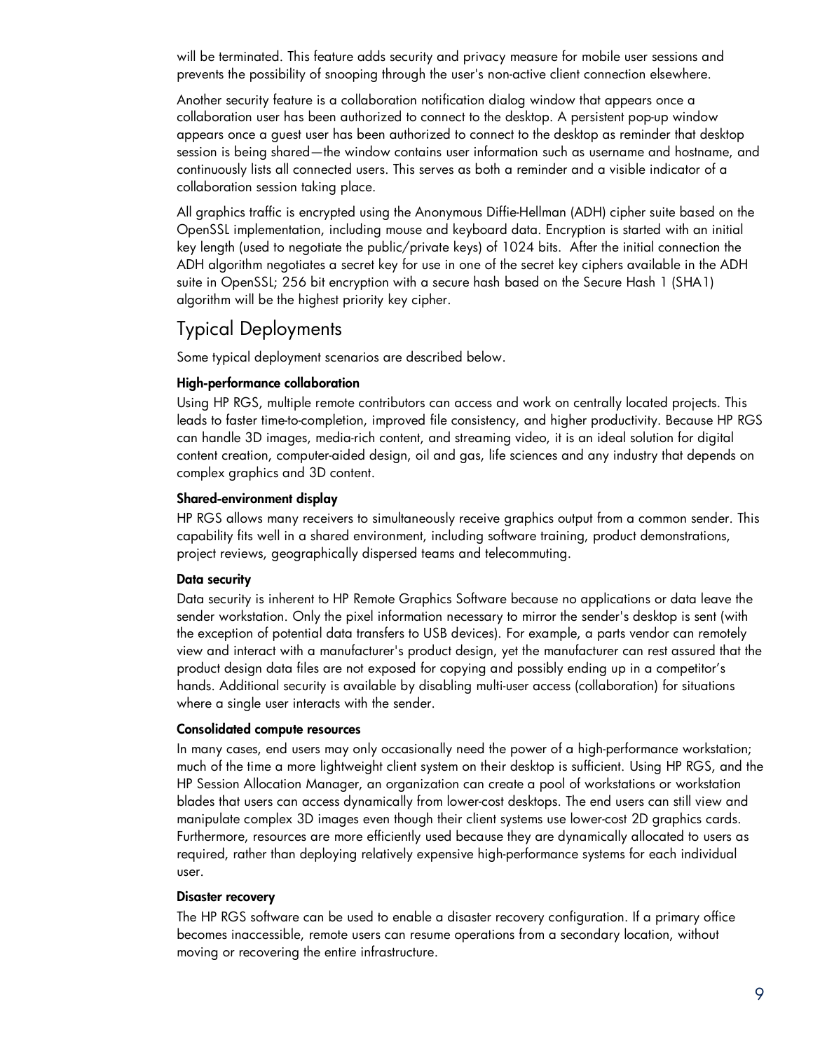will be terminated. This feature adds security and privacy measure for mobile user sessions and prevents the possibility of snooping through the user's non-active client connection elsewhere.

Another security feature is a collaboration notification dialog window that appears once a collaboration user has been authorized to connect to the desktop. A persistent pop-up window appears once a guest user has been authorized to connect to the desktop as reminder that desktop session is being shared—the window contains user information such as username and hostname, and continuously lists all connected users. This serves as both a reminder and a visible indicator of a collaboration session taking place.

All graphics traffic is encrypted using the Anonymous Diffie-Hellman (ADH) cipher suite based on the OpenSSL implementation, including mouse and keyboard data. Encryption is started with an initial key length (used to negotiate the public/private keys) of 1024 bits. After the initial connection the ADH algorithm negotiates a secret key for use in one of the secret key ciphers available in the ADH suite in OpenSSL; 256 bit encryption with a secure hash based on the Secure Hash 1 (SHA1) algorithm will be the highest priority key cipher.

## Typical Deployments

Some typical deployment scenarios are described below.

**High-performance collaboration**

Using HP RGS, multiple remote contributors can access and work on centrally located projects. This leads to faster time-to-completion, improved file consistency, and higher productivity. Because HP RGS can handle 3D images, media-rich content, and streaming video, it is an ideal solution for digital content creation, computer-aided design, oil and gas, life sciences and any industry that depends on complex graphics and 3D content.

**Shared-environment display**

HP RGS allows many receivers to simultaneously receive graphics output from a common sender. This capability fits well in a shared environment, including software training, product demonstrations, project reviews, geographically dispersed teams and telecommuting.

**Data security**

Data security is inherent to HP Remote Graphics Software because no applications or data leave the sender workstation. Only the pixel information necessary to mirror the sender's desktop is sent (with the exception of potential data transfers to USB devices). For example, a parts vendor can remotely view and interact with a manufacturer's product design, yet the manufacturer can rest assured that the product design data files are not exposed for copying and possibly ending up in a competitor's hands. Additional security is available by disabling multi-user access (collaboration) for situations where a single user interacts with the sender.

**Consolidated compute resources**

In many cases, end users may only occasionally need the power of a high-performance workstation; much of the time a more lightweight client system on their desktop is sufficient. Using HP RGS, and the HP Session Allocation Manager, an organization can create a pool of workstations or workstation blades that users can access dynamically from lower-cost desktops. The end users can still view and manipulate complex 3D images even though their client systems use lower-cost 2D graphics cards. Furthermore, resources are more efficiently used because they are dynamically allocated to users as required, rather than deploying relatively expensive high-performance systems for each individual user.

**Disaster recovery**

The HP RGS software can be used to enable a disaster recovery configuration. If a primary office becomes inaccessible, remote users can resume operations from a secondary location, without moving or recovering the entire infrastructure.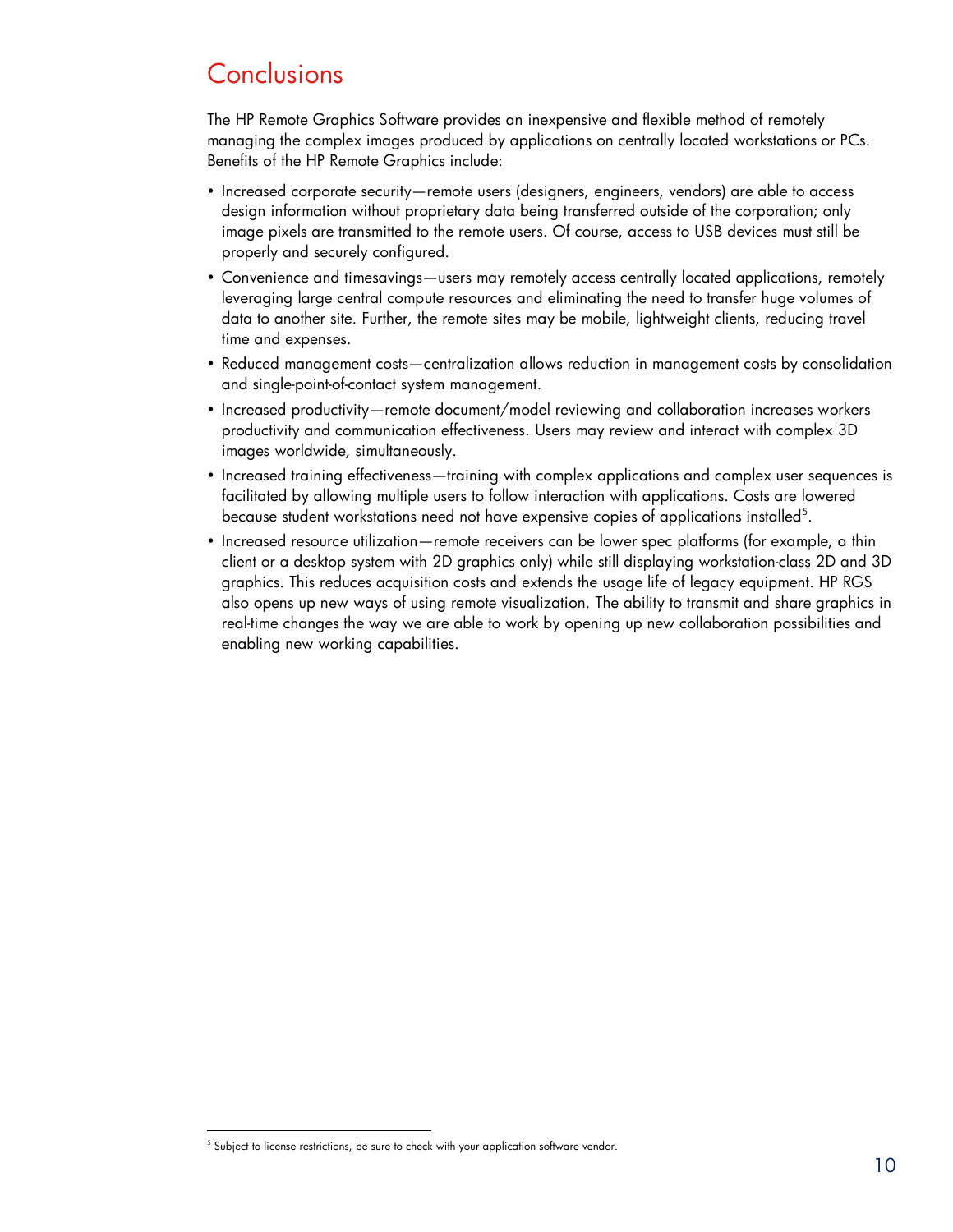# Conclusions

The HP Remote Graphics Software provides an inexpensive and flexible method of remotely managing the complex images produced by applications on centrally located workstations or PCs. Benefits of the HP Remote Graphics include:

- Increased corporate security—remote users (designers, engineers, vendors) are able to access design information without proprietary data being transferred outside of the corporation; only image pixels are transmitted to the remote users. Of course, access to USB devices must still be properly and securely configured.
- Convenience and timesavings—users may remotely access centrally located applications, remotely leveraging large central compute resources and eliminating the need to transfer huge volumes of data to another site. Further, the remote sites may be mobile, lightweight clients, reducing travel time and expenses.
- Reduced management costs—centralization allows reduction in management costs by consolidation and single-point-of-contact system management.
- Increased productivity—remote document/model reviewing and collaboration increases workers productivity and communication effectiveness. Users may review and interact with complex 3D images worldwide, simultaneously.
- Increased training effectiveness—training with complex applications and complex user sequences is facilitated by allowing multiple users to follow interaction with applications. Costs are lowered because student workstations need not have expensive copies of applications installed[5].
- Increased resource utilization—remote receivers can be lower spec platforms (for example, a thin client or a desktop system with 2D graphics only) while still displaying workstation-class 2D and 3D graphics. This reduces acquisition costs and extends the usage life of legacy equipment. HP RGS also opens up new ways of using remote visualization. The ability to transmit and share graphics in real-time changes the way we are able to work by opening up new collaboration possibilities and enabling new working capabilities.

[5] Subject to license restrictions, be sure to check with your application software vendor.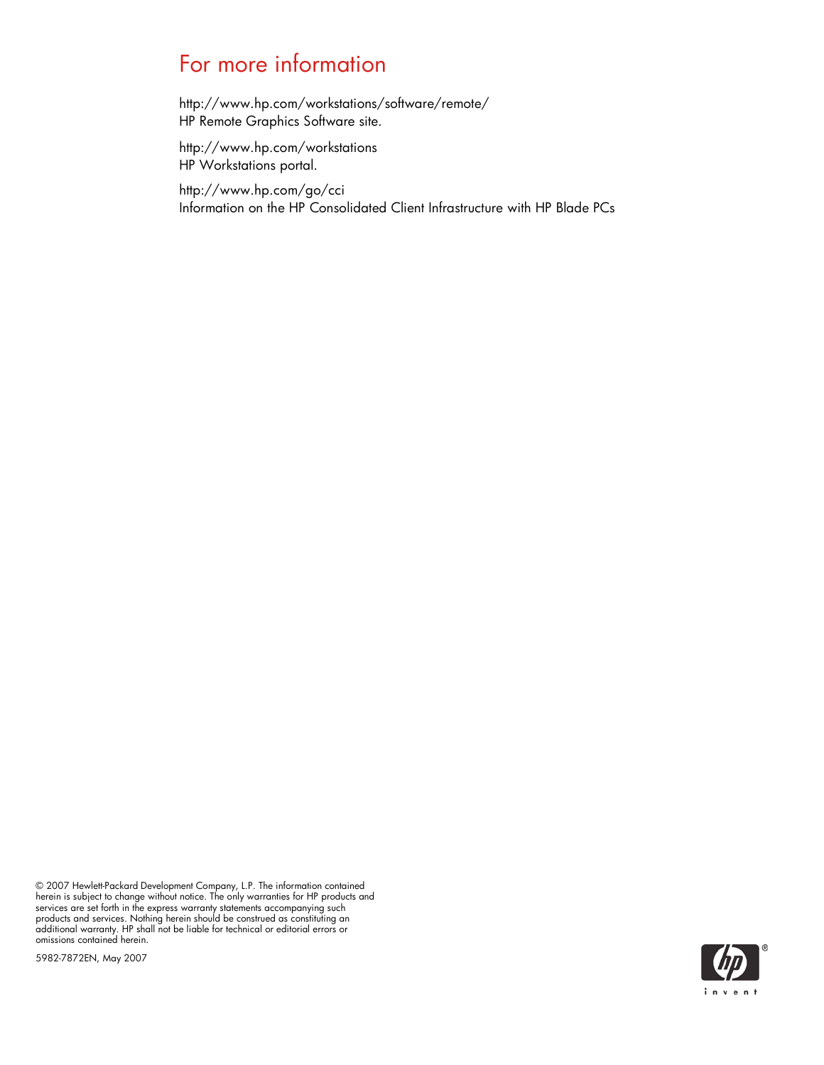## For more information

http://www.hp.com/workstations/software/remote/
HP Remote Graphics Software site.

http://www.hp.com/workstations
HP Workstations portal.

http://www.hp.com/go/cci
Information on the HP Consolidated Client Infrastructure with HP Blade PCs

© 2007 Hewlett-Packard Development Company, L.P. The information contained herein is subject to change without notice. The only warranties for HP products and services are set forth in the express warranty statements accompanying such products and services. Nothing herein should be construed as constituting an additional warranty. HP shall not be liable for technical or editorial errors or omissions contained herein.

5982-7872EN, May 2007